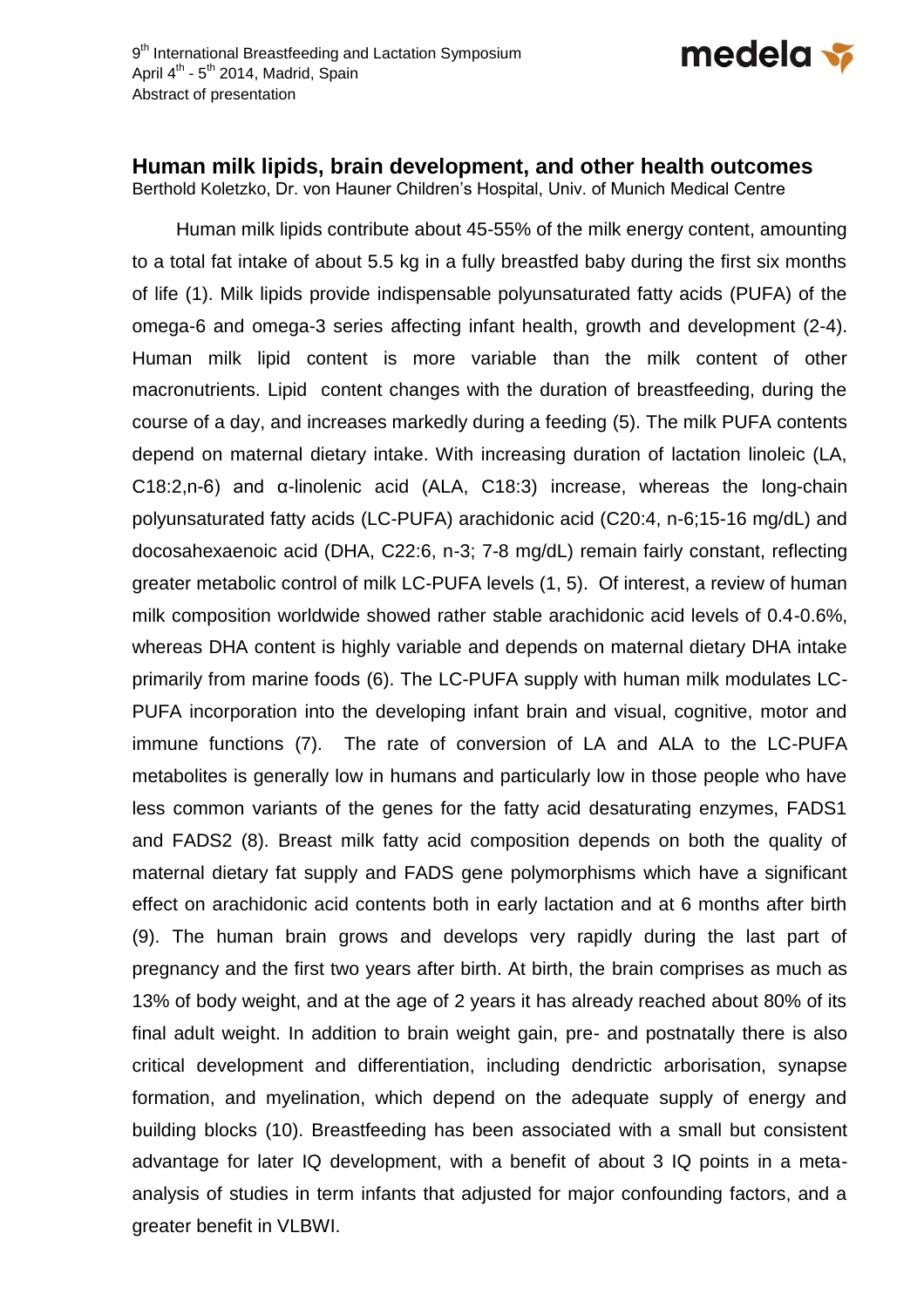9th International Breastfeeding and Lactation Symposium
April 4th - 5th 2014, Madrid, Spain
Abstract of presentation

# Human milk lipids, brain development, and other health outcomes

Berthold Koletzko, Dr. von Hauner Children's Hospital, Univ. of Munich Medical Centre

Human milk lipids contribute about 45-55% of the milk energy content, amounting to a total fat intake of about 5.5 kg in a fully breastfed baby during the first six months of life (1). Milk lipids provide indispensable polyunsaturated fatty acids (PUFA) of the omega-6 and omega-3 series affecting infant health, growth and development (2-4). Human milk lipid content is more variable than the milk content of other macronutrients. Lipid content changes with the duration of breastfeeding, during the course of a day, and increases markedly during a feeding (5). The milk PUFA contents depend on maternal dietary intake. With increasing duration of lactation linoleic (LA, C18:2,n-6) and α-linolenic acid (ALA, C18:3) increase, whereas the long-chain polyunsaturated fatty acids (LC-PUFA) arachidonic acid (C20:4, n-6;15-16 mg/dL) and docosahexaenoic acid (DHA, C22:6, n-3; 7-8 mg/dL) remain fairly constant, reflecting greater metabolic control of milk LC-PUFA levels (1, 5). Of interest, a review of human milk composition worldwide showed rather stable arachidonic acid levels of 0.4-0.6%, whereas DHA content is highly variable and depends on maternal dietary DHA intake primarily from marine foods (6). The LC-PUFA supply with human milk modulates LC-PUFA incorporation into the developing infant brain and visual, cognitive, motor and immune functions (7). The rate of conversion of LA and ALA to the LC-PUFA metabolites is generally low in humans and particularly low in those people who have less common variants of the genes for the fatty acid desaturating enzymes, FADS1 and FADS2 (8). Breast milk fatty acid composition depends on both the quality of maternal dietary fat supply and FADS gene polymorphisms which have a significant effect on arachidonic acid contents both in early lactation and at 6 months after birth (9). The human brain grows and develops very rapidly during the last part of pregnancy and the first two years after birth. At birth, the brain comprises as much as 13% of body weight, and at the age of 2 years it has already reached about 80% of its final adult weight. In addition to brain weight gain, pre- and postnatally there is also critical development and differentiation, including dendrictic arborisation, synapse formation, and myelination, which depend on the adequate supply of energy and building blocks (10). Breastfeeding has been associated with a small but consistent advantage for later IQ development, with a benefit of about 3 IQ points in a meta-analysis of studies in term infants that adjusted for major confounding factors, and a greater benefit in VLBWI.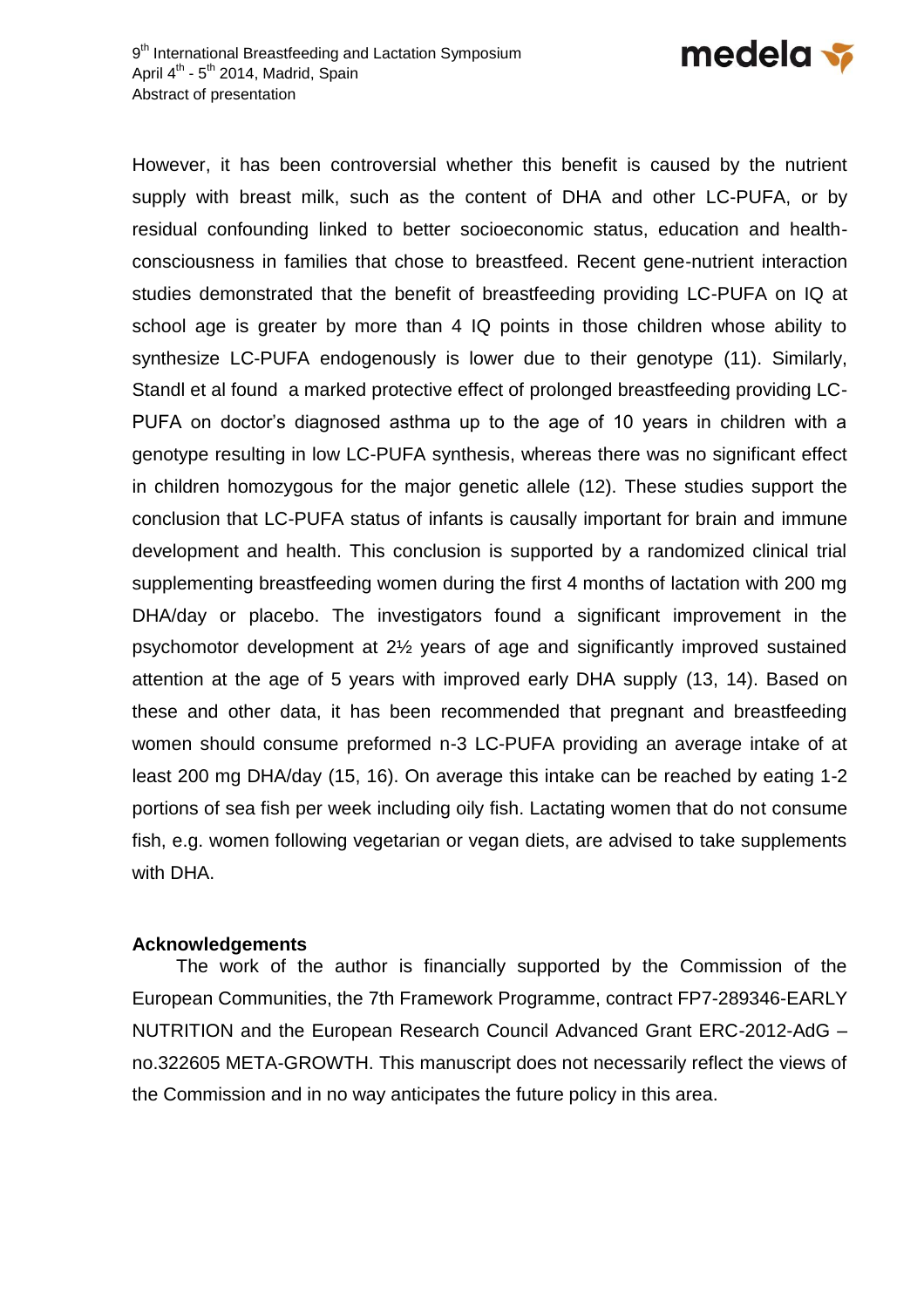However, it has been controversial whether this benefit is caused by the nutrient supply with breast milk, such as the content of DHA and other LC-PUFA, or by residual confounding linked to better socioeconomic status, education and health-consciousness in families that chose to breastfeed. Recent gene-nutrient interaction studies demonstrated that the benefit of breastfeeding providing LC-PUFA on IQ at school age is greater by more than 4 IQ points in those children whose ability to synthesize LC-PUFA endogenously is lower due to their genotype (11). Similarly, Standl et al found a marked protective effect of prolonged breastfeeding providing LC-PUFA on doctor's diagnosed asthma up to the age of 10 years in children with a genotype resulting in low LC-PUFA synthesis, whereas there was no significant effect in children homozygous for the major genetic allele (12). These studies support the conclusion that LC-PUFA status of infants is causally important for brain and immune development and health. This conclusion is supported by a randomized clinical trial supplementing breastfeeding women during the first 4 months of lactation with 200 mg DHA/day or placebo. The investigators found a significant improvement in the psychomotor development at 2½ years of age and significantly improved sustained attention at the age of 5 years with improved early DHA supply (13, 14). Based on these and other data, it has been recommended that pregnant and breastfeeding women should consume preformed n-3 LC-PUFA providing an average intake of at least 200 mg DHA/day (15, 16). On average this intake can be reached by eating 1-2 portions of sea fish per week including oily fish. Lactating women that do not consume fish, e.g. women following vegetarian or vegan diets, are advised to take supplements with DHA.

**Acknowledgements**

The work of the author is financially supported by the Commission of the European Communities, the 7th Framework Programme, contract FP7-289346-EARLY NUTRITION and the European Research Council Advanced Grant ERC-2012-AdG – no.322605 META-GROWTH. This manuscript does not necessarily reflect the views of the Commission and in no way anticipates the future policy in this area.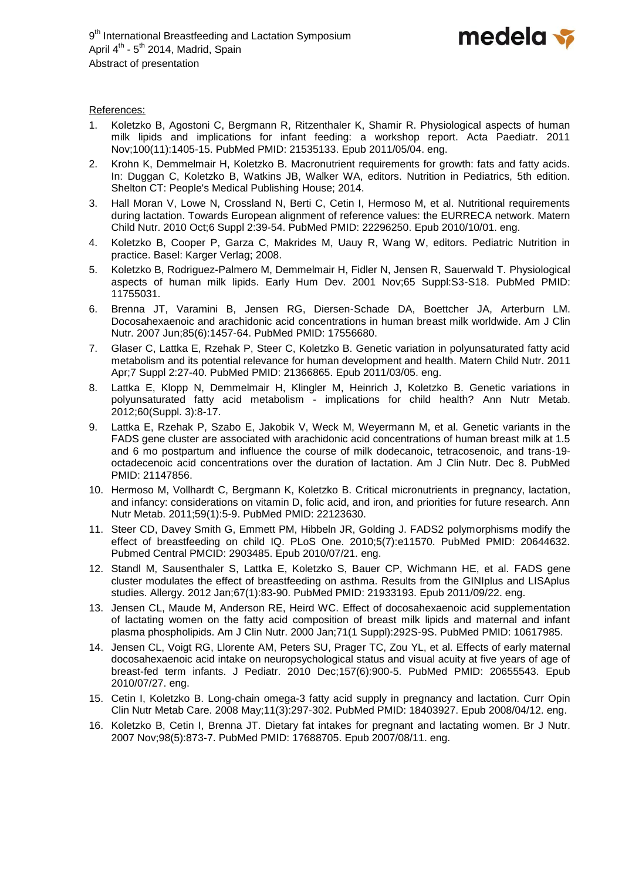References:

1. Koletzko B, Agostoni C, Bergmann R, Ritzenthaler K, Shamir R. Physiological aspects of human milk lipids and implications for infant feeding: a workshop report. Acta Paediatr. 2011 Nov;100(11):1405-15. PubMed PMID: 21535133. Epub 2011/05/04. eng.
2. Krohn K, Demmelmair H, Koletzko B. Macronutrient requirements for growth: fats and fatty acids. In: Duggan C, Koletzko B, Watkins JB, Walker WA, editors. Nutrition in Pediatrics, 5th edition. Shelton CT: People's Medical Publishing House; 2014.
3. Hall Moran V, Lowe N, Crossland N, Berti C, Cetin I, Hermoso M, et al. Nutritional requirements during lactation. Towards European alignment of reference values: the EURRECA network. Matern Child Nutr. 2010 Oct;6 Suppl 2:39-54. PubMed PMID: 22296250. Epub 2010/10/01. eng.
4. Koletzko B, Cooper P, Garza C, Makrides M, Uauy R, Wang W, editors. Pediatric Nutrition in practice. Basel: Karger Verlag; 2008.
5. Koletzko B, Rodriguez-Palmero M, Demmelmair H, Fidler N, Jensen R, Sauerwald T. Physiological aspects of human milk lipids. Early Hum Dev. 2001 Nov;65 Suppl:S3-S18. PubMed PMID: 11755031.
6. Brenna JT, Varamini B, Jensen RG, Diersen-Schade DA, Boettcher JA, Arterburn LM. Docosahexaenoic and arachidonic acid concentrations in human breast milk worldwide. Am J Clin Nutr. 2007 Jun;85(6):1457-64. PubMed PMID: 17556680.
7. Glaser C, Lattka E, Rzehak P, Steer C, Koletzko B. Genetic variation in polyunsaturated fatty acid metabolism and its potential relevance for human development and health. Matern Child Nutr. 2011 Apr;7 Suppl 2:27-40. PubMed PMID: 21366865. Epub 2011/03/05. eng.
8. Lattka E, Klopp N, Demmelmair H, Klingler M, Heinrich J, Koletzko B. Genetic variations in polyunsaturated fatty acid metabolism - implications for child health? Ann Nutr Metab. 2012;60(Suppl. 3):8-17.
9. Lattka E, Rzehak P, Szabo E, Jakobik V, Weck M, Weyermann M, et al. Genetic variants in the FADS gene cluster are associated with arachidonic acid concentrations of human breast milk at 1.5 and 6 mo postpartum and influence the course of milk dodecanoic, tetracosenoic, and trans-19-octadecenoic acid concentrations over the duration of lactation. Am J Clin Nutr. Dec 8. PubMed PMID: 21147856.
10. Hermoso M, Vollhardt C, Bergmann K, Koletzko B. Critical micronutrients in pregnancy, lactation, and infancy: considerations on vitamin D, folic acid, and iron, and priorities for future research. Ann Nutr Metab. 2011;59(1):5-9. PubMed PMID: 22123630.
11. Steer CD, Davey Smith G, Emmett PM, Hibbeln JR, Golding J. FADS2 polymorphisms modify the effect of breastfeeding on child IQ. PLoS One. 2010;5(7):e11570. PubMed PMID: 20644632. Pubmed Central PMCID: 2903485. Epub 2010/07/21. eng.
12. Standl M, Sausenthaler S, Lattka E, Koletzko S, Bauer CP, Wichmann HE, et al. FADS gene cluster modulates the effect of breastfeeding on asthma. Results from the GINIplus and LISAplus studies. Allergy. 2012 Jan;67(1):83-90. PubMed PMID: 21933193. Epub 2011/09/22. eng.
13. Jensen CL, Maude M, Anderson RE, Heird WC. Effect of docosahexaenoic acid supplementation of lactating women on the fatty acid composition of breast milk lipids and maternal and infant plasma phospholipids. Am J Clin Nutr. 2000 Jan;71(1 Suppl):292S-9S. PubMed PMID: 10617985.
14. Jensen CL, Voigt RG, Llorente AM, Peters SU, Prager TC, Zou YL, et al. Effects of early maternal docosahexaenoic acid intake on neuropsychological status and visual acuity at five years of age of breast-fed term infants. J Pediatr. 2010 Dec;157(6):900-5. PubMed PMID: 20655543. Epub 2010/07/27. eng.
15. Cetin I, Koletzko B. Long-chain omega-3 fatty acid supply in pregnancy and lactation. Curr Opin Clin Nutr Metab Care. 2008 May;11(3):297-302. PubMed PMID: 18403927. Epub 2008/04/12. eng.
16. Koletzko B, Cetin I, Brenna JT. Dietary fat intakes for pregnant and lactating women. Br J Nutr. 2007 Nov;98(5):873-7. PubMed PMID: 17688705. Epub 2007/08/11. eng.